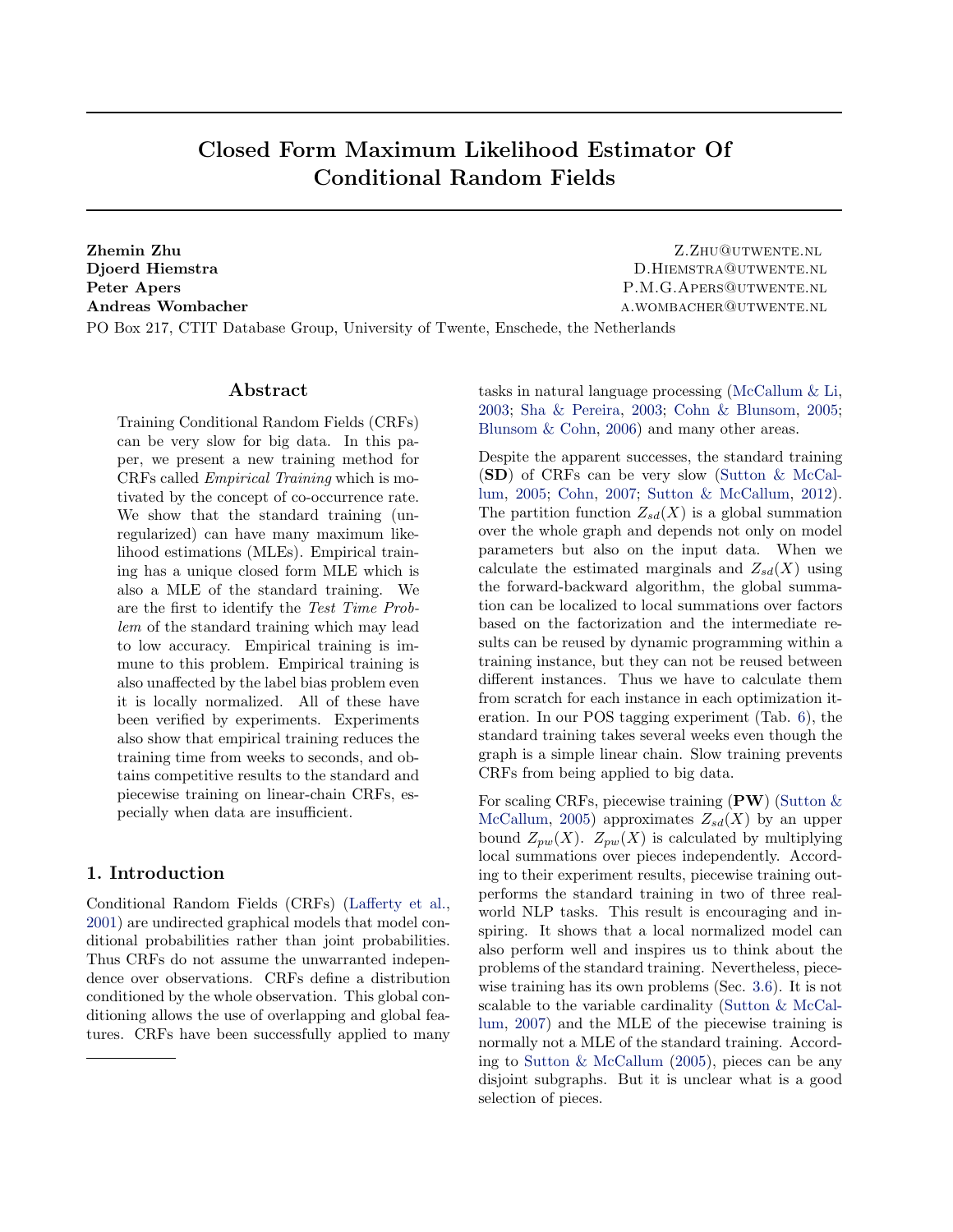# Closed Form Maximum Likelihood Estimator Of Conditional Random Fields

**Zhemin Zhu** Z.ZHU@UTWENTE.NL
**Djoerd Hiemstra** D.HIEMSTRA@UTWENTE.NL
**Peter Apers** P.M.G.APERS@UTWENTE.NL
**Andreas Wombacher** A.WOMBACHER@UTWENTE.NL
PO Box 217, CTIT Database Group, University of Twente, Enschede, the Netherlands

## Abstract

Training Conditional Random Fields (CRFs) can be very slow for big data. In this paper, we present a new training method for CRFs called *Empirical Training* which is motivated by the concept of co-occurrence rate. We show that the standard training (unregularized) can have many maximum likelihood estimations (MLEs). Empirical training has a unique closed form MLE which is also a MLE of the standard training. We are the first to identify the *Test Time Problem* of the standard training which may lead to low accuracy. Empirical training is immune to this problem. Empirical training is also unaffected by the label bias problem even it is locally normalized. All of these have been verified by experiments. Experiments also show that empirical training reduces the training time from weeks to seconds, and obtains competitive results to the standard and piecewise training on linear-chain CRFs, especially when data are insufficient.

## 1. Introduction

Conditional Random Fields (CRFs) (Lafferty et al., 2001) are undirected graphical models that model conditional probabilities rather than joint probabilities. Thus CRFs do not assume the unwarranted independence over observations. CRFs define a distribution conditioned by the whole observation. This global conditioning allows the use of overlapping and global features. CRFs have been successfully applied to many tasks in natural language processing (McCallum & Li, 2003; Sha & Pereira, 2003; Cohn & Blunsom, 2005; Blunsom & Cohn, 2006) and many other areas.

Despite the apparent successes, the standard training (**SD**) of CRFs can be very slow (Sutton & McCallum, 2005; Cohn, 2007; Sutton & McCallum, 2012). The partition function $Z_{sd}(X)$ is a global summation over the whole graph and depends not only on model parameters but also on the input data. When we calculate the estimated marginals and $Z_{sd}(X)$ using the forward-backward algorithm, the global summation can be localized to local summations over factors based on the factorization and the intermediate results can be reused by dynamic programming within a training instance, but they can not be reused between different instances. Thus we have to calculate them from scratch for each instance in each optimization iteration. In our POS tagging experiment (Tab. 6), the standard training takes several weeks even though the graph is a simple linear chain. Slow training prevents CRFs from being applied to big data.

For scaling CRFs, piecewise training (**PW**) (Sutton & McCallum, 2005) approximates $Z_{sd}(X)$ by an upper bound $Z_{pw}(X)$. $Z_{pw}(X)$ is calculated by multiplying local summations over pieces independently. According to their experiment results, piecewise training outperforms the standard training in two of three real-world NLP tasks. This result is encouraging and inspiring. It shows that a local normalized model can also perform well and inspires us to think about the problems of the standard training. Nevertheless, piecewise training has its own problems (Sec. 3.6). It is not scalable to the variable cardinality (Sutton & McCallum, 2007) and the MLE of the piecewise training is normally not a MLE of the standard training. According to Sutton & McCallum (2005), pieces can be any disjoint subgraphs. But it is unclear what is a good selection of pieces.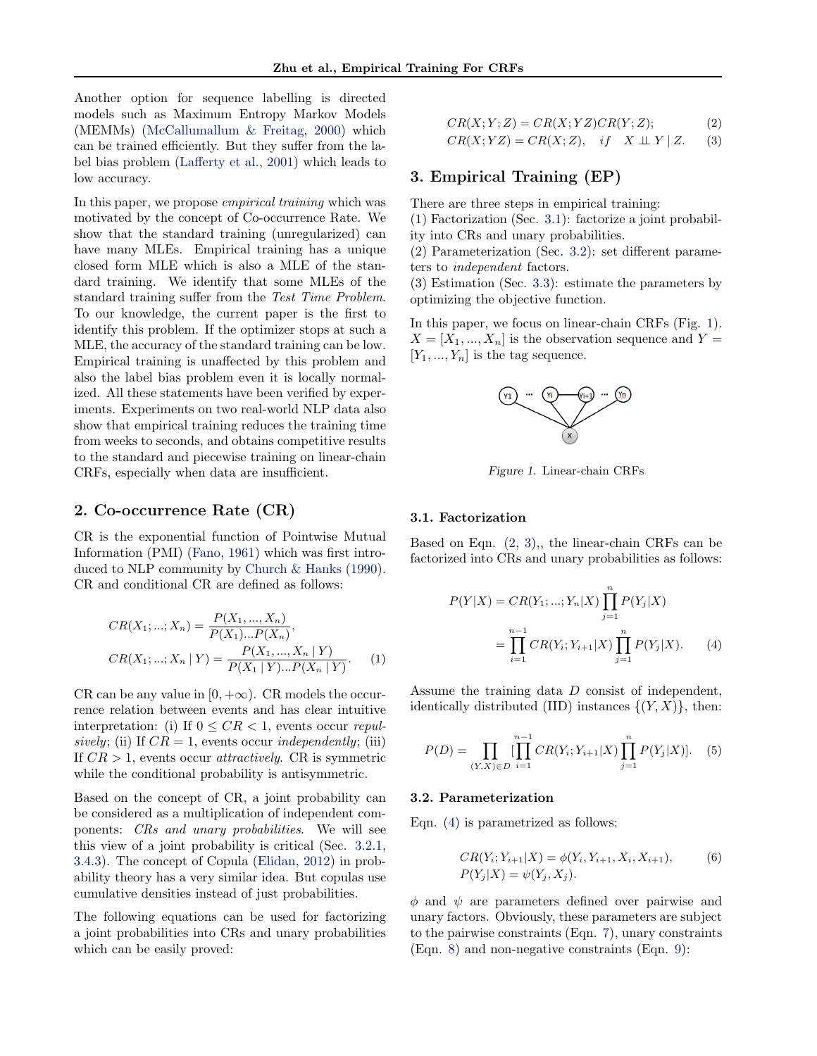Another option for sequence labelling is directed models such as Maximum Entropy Markov Models (MEMMs) (McCallumallum & Freitag, 2000) which can be trained efficiently. But they suffer from the label bias problem (Lafferty et al., 2001) which leads to low accuracy.

In this paper, we propose *empirical training* which was motivated by the concept of Co-occurrence Rate. We show that the standard training (unregularized) can have many MLEs. Empirical training has a unique closed form MLE which is also a MLE of the standard training. We identify that some MLEs of the standard training suffer from the *Test Time Problem*. To our knowledge, the current paper is the first to identify this problem. If the optimizer stops at such a MLE, the accuracy of the standard training can be low. Empirical training is unaffected by this problem and also the label bias problem even it is locally normalized. All these statements have been verified by experiments. Experiments on two real-world NLP data also show that empirical training reduces the training time from weeks to seconds, and obtains competitive results to the standard and piecewise training on linear-chain CRFs, especially when data are insufficient.

## 2. Co-occurrence Rate (CR)

CR is the exponential function of Pointwise Mutual Information (PMI) (Fano, 1961) which was first introduced to NLP community by Church & Hanks (1990). CR and conditional CR are defined as follows:

$$
\begin{aligned}
CR(X_1;...;X_n) &= \frac{P(X_1,...,X_n)}{P(X_1)...P(X_n)}, \\
CR(X_1;...;X_n \mid Y) &= \frac{P(X_1,...,X_n \mid Y)}{P(X_1 \mid Y)...P(X_n \mid Y)}. \qquad (1)
\end{aligned}
$$

CR can be any value in $[0, +\infty)$. CR models the occurrence relation between events and has clear intuitive interpretation: (i) If $0 \leq CR < 1$, events occur *repulsively*; (ii) If $CR = 1$, events occur *independently*; (iii) If $CR > 1$, events occur *attractively*. CR is symmetric while the conditional probability is antisymmetric.

Based on the concept of CR, a joint probability can be considered as a multiplication of independent components: *CRs and unary probabilities*. We will see this view of a joint probability is critical (Sec. 3.2.1, 3.4.3). The concept of Copula (Elidan, 2012) in probability theory has a very similar idea. But copulas use cumulative densities instead of just probabilities.

The following equations can be used for factorizing a joint probabilities into CRs and unary probabilities which can be easily proved:

$$
CR(X;Y;Z) = CR(X;YZ)CR(Y;Z); \qquad (2)
$$

$$
CR(X;YZ) = CR(X;Z), \quad if \quad X \perp\!\!\!\perp Y \mid Z. \qquad (3)
$$

## 3. Empirical Training (EP)

There are three steps in empirical training:
(1) Factorization (Sec. 3.1): factorize a joint probability into CRs and unary probabilities.
(2) Parameterization (Sec. 3.2): set different parameters to *independent* factors.
(3) Estimation (Sec. 3.3): estimate the parameters by optimizing the objective function.

In this paper, we focus on linear-chain CRFs (Fig. 1). $X = [X_1, ..., X_n]$ is the observation sequence and $Y = [Y_1, ..., Y_n]$ is the tag sequence.

*Figure 1.* Linear-chain CRFs

### 3.1. Factorization

Based on Eqn. (2, 3),, the linear-chain CRFs can be factorized into CRs and unary probabilities as follows:

$$
\begin{aligned}
P(Y|X) &= CR(Y_1;...;Y_n|X)\prod_{j=1}^{n} P(Y_j|X) \\
&= \prod_{i=1}^{n-1} CR(Y_i;Y_{i+1}|X)\prod_{j=1}^{n} P(Y_j|X). \qquad (4)
\end{aligned}
$$

Assume the training data $D$ consist of independent, identically distributed (IID) instances $\{(Y, X)\}$, then:

$$
P(D) = \prod_{(Y,X)\in D} [\prod_{i=1}^{n-1} CR(Y_i;Y_{i+1}|X)\prod_{j=1}^{n} P(Y_j|X)]. \qquad (5)
$$

### 3.2. Parameterization

Eqn. (4) is parametrized as follows:

$$
\begin{aligned}
CR(Y_i;Y_{i+1}|X) &= \phi(Y_i, Y_{i+1}, X_i, X_{i+1}), \qquad (6) \\
P(Y_j|X) &= \psi(Y_j, X_j).
\end{aligned}
$$

$\phi$ and $\psi$ are parameters defined over pairwise and unary factors. Obviously, these parameters are subject to the pairwise constraints (Eqn. 7), unary constraints (Eqn. 8) and non-negative constraints (Eqn. 9):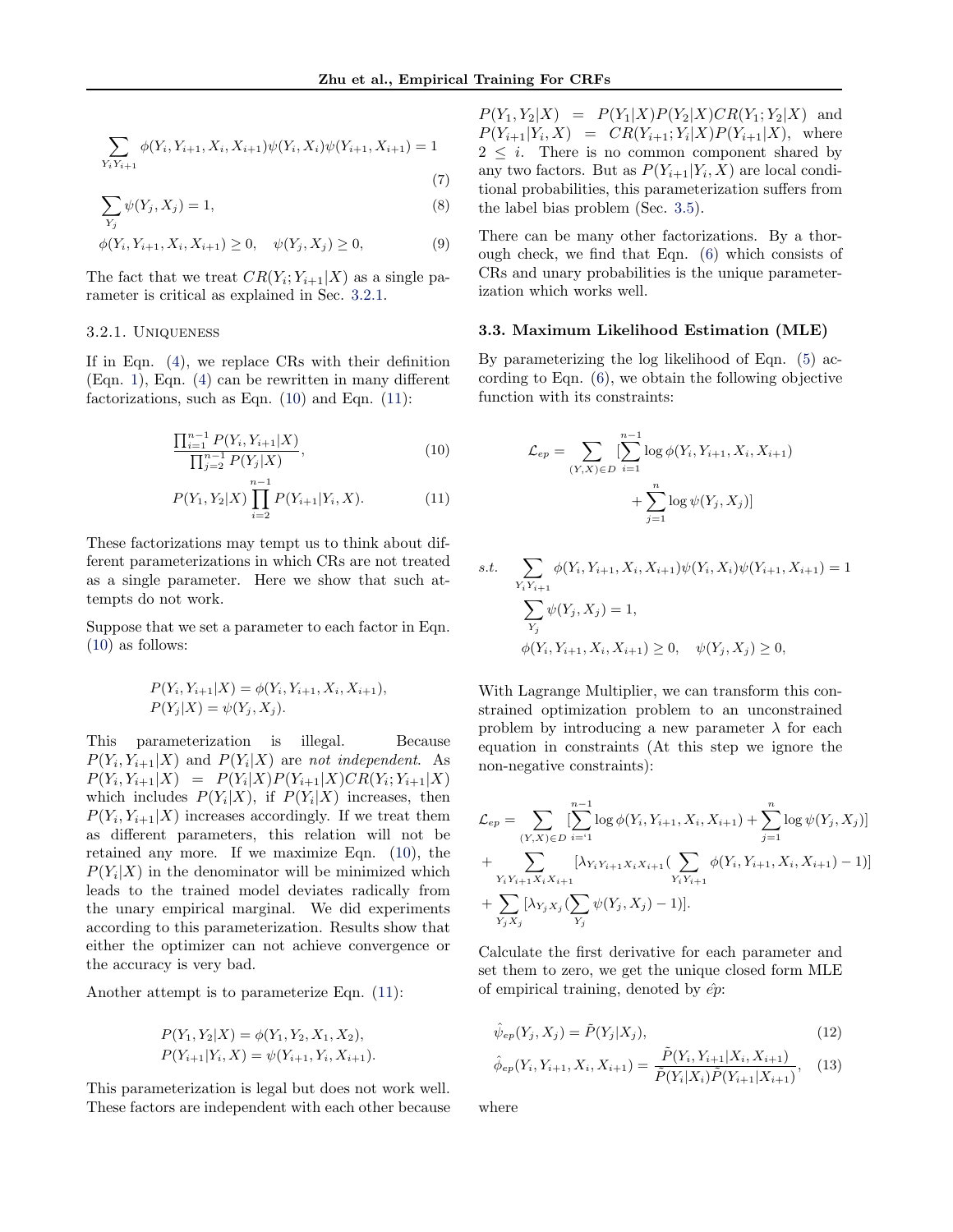$$\sum_{Y_i Y_{i+1}} \phi(Y_i, Y_{i+1}, X_i, X_{i+1})\psi(Y_i, X_i)\psi(Y_{i+1}, X_{i+1}) = 1 \tag{7}$$

$$\sum_{Y_j} \psi(Y_j, X_j) = 1, \tag{8}$$

$$\phi(Y_i, Y_{i+1}, X_i, X_{i+1}) \geq 0, \quad \psi(Y_j, X_j) \geq 0, \tag{9}$$

The fact that we treat $CR(Y_i; Y_{i+1}|X)$ as a single parameter is critical as explained in Sec. 3.2.1.

### 3.2.1. Uniqueness

If in Eqn. (4), we replace CRs with their definition (Eqn. 1), Eqn. (4) can be rewritten in many different factorizations, such as Eqn. (10) and Eqn. (11):

$$\frac{\prod_{i=1}^{n-1} P(Y_i, Y_{i+1}|X)}{\prod_{j=2}^{n-1} P(Y_j|X)}, \tag{10}$$

$$P(Y_1, Y_2|X) \prod_{i=2}^{n-1} P(Y_{i+1}|Y_i, X). \tag{11}$$

These factorizations may tempt us to think about different parameterizations in which CRs are not treated as a single parameter. Here we show that such attempts do not work.

Suppose that we set a parameter to each factor in Eqn. (10) as follows:

$$P(Y_i, Y_{i+1}|X) = \phi(Y_i, Y_{i+1}, X_i, X_{i+1}),$$
$$P(Y_j|X) = \psi(Y_j, X_j).$$

This parameterization is illegal. Because $P(Y_i, Y_{i+1}|X)$ and $P(Y_i|X)$ are *not independent*. As $P(Y_i, Y_{i+1}|X) = P(Y_i|X)P(Y_{i+1}|X)CR(Y_i; Y_{i+1}|X)$ which includes $P(Y_i|X)$, if $P(Y_i|X)$ increases, then $P(Y_i, Y_{i+1}|X)$ increases accordingly. If we treat them as different parameters, this relation will not be retained any more. If we maximize Eqn. (10), the $P(Y_i|X)$ in the denominator will be minimized which leads to the trained model deviates radically from the unary empirical marginal. We did experiments according to this parameterization. Results show that either the optimizer can not achieve convergence or the accuracy is very bad.

Another attempt is to parameterize Eqn. (11):

$$P(Y_1, Y_2|X) = \phi(Y_1, Y_2, X_1, X_2),$$
$$P(Y_{i+1}|Y_i, X) = \psi(Y_{i+1}, Y_i, X_{i+1}).$$

This parameterization is legal but does not work well. These factors are independent with each other because $P(Y_1, Y_2|X) = P(Y_1|X)P(Y_2|X)CR(Y_1; Y_2|X)$ and $P(Y_{i+1}|Y_i, X) = CR(Y_{i+1}; Y_i|X)P(Y_{i+1}|X)$, where $2 \leq i$. There is no common component shared by any two factors. But as $P(Y_{i+1}|Y_i, X)$ are local conditional probabilities, this parameterization suffers from the label bias problem (Sec. 3.5).

There can be many other factorizations. By a thorough check, we find that Eqn. (6) which consists of CRs and unary probabilities is the unique parameterization which works well.

### 3.3. Maximum Likelihood Estimation (MLE)

By parameterizing the log likelihood of Eqn. (5) according to Eqn. (6), we obtain the following objective function with its constraints:

$$\mathcal{L}_{ep} = \sum_{(Y,X)\in D} [\sum_{i=1}^{n-1} \log \phi(Y_i, Y_{i+1}, X_i, X_{i+1}) + \sum_{j=1}^{n} \log \psi(Y_j, X_j)]$$

$$\begin{aligned} s.t. \quad & \sum_{Y_i Y_{i+1}} \phi(Y_i, Y_{i+1}, X_i, X_{i+1})\psi(Y_i, X_i)\psi(Y_{i+1}, X_{i+1}) = 1 \\ & \sum_{Y_j} \psi(Y_j, X_j) = 1, \\ & \phi(Y_i, Y_{i+1}, X_i, X_{i+1}) \geq 0, \quad \psi(Y_j, X_j) \geq 0, \end{aligned}$$

With Lagrange Multiplier, we can transform this constrained optimization problem to an unconstrained problem by introducing a new parameter $\lambda$ for each equation in constraints (At this step we ignore the non-negative constraints):

$$\begin{aligned} \mathcal{L}_{ep} = & \sum_{(Y,X)\in D} [\sum_{i=1}^{n-1} \log \phi(Y_i, Y_{i+1}, X_i, X_{i+1}) + \sum_{j=1}^{n} \log \psi(Y_j, X_j)] \\ & + \sum_{Y_i Y_{i+1} X_i X_{i+1}} [\lambda_{Y_i Y_{i+1} X_i X_{i+1}} (\sum_{Y_i Y_{i+1}} \phi(Y_i, Y_{i+1}, X_i, X_{i+1}) - 1)] \\ & + \sum_{Y_j X_j} [\lambda_{Y_j X_j} (\sum_{Y_j} \psi(Y_j, X_j) - 1)]. \end{aligned}$$

Calculate the first derivative for each parameter and set them to zero, we get the unique closed form MLE of empirical training, denoted by $\hat{ep}$:

$$\hat{\psi}_{ep}(Y_j, X_j) = \tilde{P}(Y_j|X_j), \tag{12}$$

$$\hat{\phi}_{ep}(Y_i, Y_{i+1}, X_i, X_{i+1}) = \frac{\tilde{P}(Y_i, Y_{i+1}|X_i, X_{i+1})}{\tilde{P}(Y_i|X_i)\tilde{P}(Y_{i+1}|X_{i+1})}, \tag{13}$$

where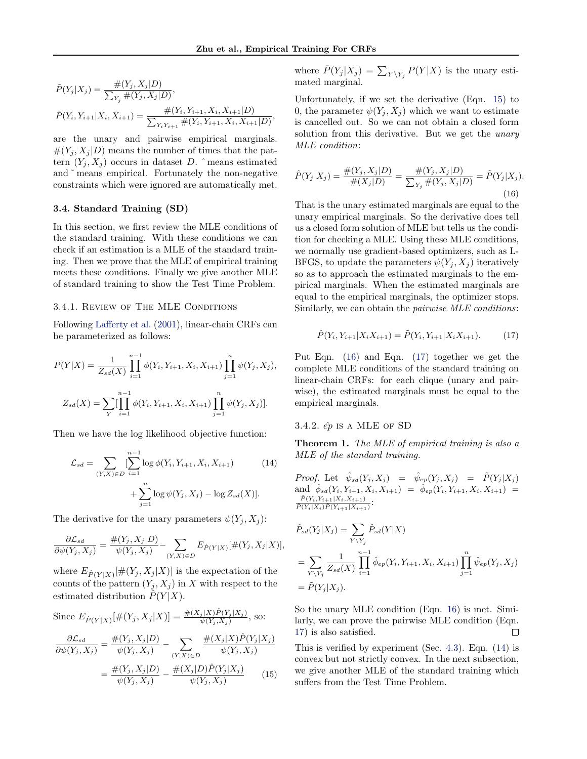$$\tilde{P}(Y_j|X_j) = \frac{\#(Y_j, X_j|D)}{\sum_{Y_j} \#(Y_j, X_j|D)},$$

$$\tilde{P}(Y_i, Y_{i+1}|X_i, X_{i+1}) = \frac{\#(Y_i, Y_{i+1}, X_i, X_{i+1}|D)}{\sum_{Y_i Y_{i+1}} \#(Y_i, Y_{i+1}, X_i, X_{i+1}|D)},$$

are the unary and pairwise empirical marginals. $\#(Y_j, X_j|D)$ means the number of times that the pattern $(Y_j, X_j)$ occurs in dataset $D$. $\hat{}$ means estimated and $\tilde{}$ means empirical. Fortunately the non-negative constraints which were ignored are automatically met.

### 3.4. Standard Training (SD)

In this section, we first review the MLE conditions of the standard training. With these conditions we can check if an estimation is a MLE of the standard training. Then we prove that the MLE of empirical training meets these conditions. Finally we give another MLE of standard training to show the Test Time Problem.

#### 3.4.1. Review of The MLE Conditions

Following Lafferty et al. (2001), linear-chain CRFs can be parameterized as follows:

$$P(Y|X) = \frac{1}{Z_{sd}(X)} \prod_{i=1}^{n-1} \phi(Y_i, Y_{i+1}, X_i, X_{i+1}) \prod_{j=1}^{n} \psi(Y_j, X_j),$$

$$Z_{sd}(X) = \sum_{Y} [\prod_{i=1}^{n-1} \phi(Y_i, Y_{i+1}, X_i, X_{i+1}) \prod_{j=1}^{n} \psi(Y_j, X_j)].$$

Then we have the log likelihood objective function:

$$\mathcal{L}_{sd} = \sum_{(Y,X) \in D} [\sum_{i=1}^{n-1} \log \phi(Y_i, Y_{i+1}, X_i, X_{i+1}) + \sum_{j=1}^{n} \log \psi(Y_j, X_j) - \log Z_{sd}(X)]. \quad (14)$$

The derivative for the unary parameters $\psi(Y_j, X_j)$:

$$\frac{\partial \mathcal{L}_{sd}}{\partial \psi(Y_j, X_j)} = \frac{\#(Y_j, X_j|D)}{\psi(Y_j, X_j)} - \sum_{(Y,X) \in D} E_{\hat{P}(Y|X)}[\#(Y_j, X_j|X)],$$

where $E_{\hat{P}(Y|X)}[\#(Y_j, X_j|X)]$ is the expectation of the counts of the pattern $(Y_j, X_j)$ in $X$ with respect to the estimated distribution $\hat{P}(Y|X)$.

Since $E_{\hat{P}(Y|X)}[\#(Y_j, X_j|X)] = \frac{\#(X_j|X)\hat{P}(Y_j|X_j)}{\psi(Y_j, X_j)}$, so:

$$\frac{\partial \mathcal{L}_{sd}}{\partial \psi(Y_j, X_j)} = \frac{\#(Y_j, X_j|D)}{\psi(Y_j, X_j)} - \sum_{(Y,X) \in D} \frac{\#(X_j|X)\hat{P}(Y_j|X_j)}{\psi(Y_j, X_j)} = \frac{\#(Y_j, X_j|D)}{\psi(Y_j, X_j)} - \frac{\#(X_j|D)\hat{P}(Y_j|X_j)}{\psi(Y_j, X_j)} \quad (15)$$

where $\hat{P}(Y_j|X_j) = \sum_{Y \setminus Y_j} P(Y|X)$ is the unary estimated marginal.

Unfortunately, if we set the derivative (Eqn. 15) to 0, the parameter $\psi(Y_j, X_j)$ which we want to estimate is cancelled out. So we can not obtain a closed form solution from this derivative. But we get the *unary MLE condition*:

$$\hat{P}(Y_j|X_j) = \frac{\#(Y_j, X_j|D)}{\#(X_j|D)} = \frac{\#(Y_j, X_j|D)}{\sum_{Y_j} \#(Y_j, X_j|D)} = \tilde{P}(Y_j|X_j). \quad (16)$$

That is the unary estimated marginals are equal to the unary empirical marginals. So the derivative does tell us a closed form solution of MLE but tells us the condition for checking a MLE. Using these MLE conditions, we normally use gradient-based optimizers, such as L-BFGS, to update the parameters $\psi(Y_j, X_j)$ iteratively so as to approach the estimated marginals to the empirical marginals. When the estimated marginals are equal to the empirical marginals, the optimizer stops. Similarly, we can obtain the *pairwise MLE conditions*:

$$\hat{P}(Y_i, Y_{i+1}|X_i X_{i+1}) = \tilde{P}(Y_i, Y_{i+1}|X_i X_{i+1}). \quad (17)$$

Put Eqn. (16) and Eqn. (17) together we get the complete MLE conditions of the standard training on linear-chain CRFs: for each clique (unary and pairwise), the estimated marginals must be equal to the empirical marginals.

#### 3.4.2. $\hat{ep}$ is a MLE of SD

**Theorem 1.** *The MLE of empirical training is also a MLE of the standard training.*

*Proof.* Let $\hat{\psi}_{sd}(Y_j, X_j) = \hat{\psi}_{ep}(Y_j, X_j) = \tilde{P}(Y_j|X_j)$ and $\hat{\phi}_{sd}(Y_i, Y_{i+1}, X_i, X_{i+1}) = \hat{\phi}_{ep}(Y_i, Y_{i+1}, X_i, X_{i+1}) = \frac{\tilde{P}(Y_i, Y_{i+1}|X_i, X_{i+1})}{\tilde{P}(Y_i|X_i)\tilde{P}(Y_{i+1}|X_{i+1})}$:

$$\hat{P}_{sd}(Y_j|X_j) = \sum_{Y \setminus Y_j} \hat{P}_{sd}(Y|X) = \sum_{Y \setminus Y_j} \frac{1}{Z_{sd}(X)} \prod_{i=1}^{n-1} \hat{\phi}_{ep}(Y_i, Y_{i+1}, X_i, X_{i+1}) \prod_{j=1}^{n} \hat{\psi}_{ep}(Y_j, X_j) = \tilde{P}(Y_j|X_j).$$

So the unary MLE condition (Eqn. 16) is met. Similarly, we can prove the pairwise MLE condition (Eqn. 17) is also satisfied. □

This is verified by experiment (Sec. 4.3). Eqn. (14) is convex but not strictly convex. In the next subsection, we give another MLE of the standard training which suffers from the Test Time Problem.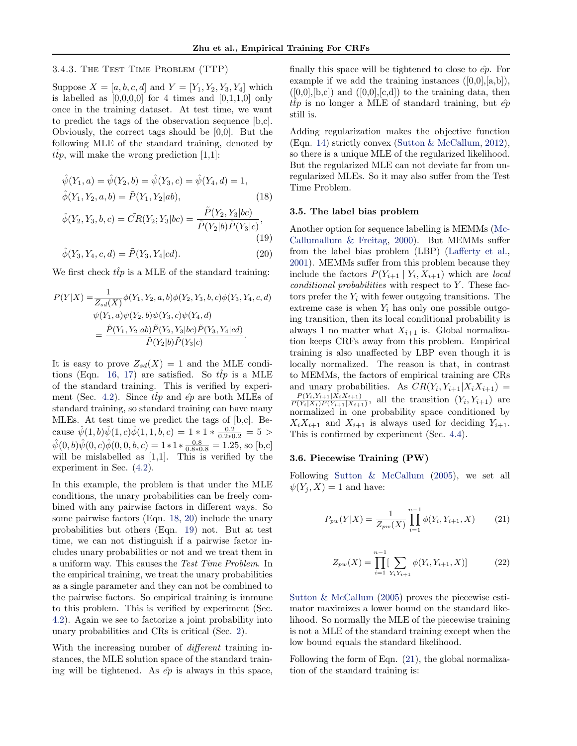#### 3.4.3. The Test Time Problem (TTP)

Suppose $X = [a, b, c, d]$ and $Y = [Y_1, Y_2, Y_3, Y_4]$ which is labelled as [0,0,0,0] for 4 times and [0,1,1,0] only once in the training dataset. At test time, we want to predict the tags of the observation sequence [b,c]. Obviously, the correct tags should be [0,0]. But the following MLE of the standard training, denoted by $\hat{ttp}$, will make the wrong prediction [1,1]:

$$\hat{\psi}(Y_1, a) = \hat{\psi}(Y_2, b) = \hat{\psi}(Y_3, c) = \hat{\psi}(Y_4, d) = 1,$$

$$\hat{\phi}(Y_1, Y_2, a, b) = \tilde{P}(Y_1, Y_2|ab), \tag{18}$$

$$\hat{\phi}(Y_2, Y_3, b, c) = \tilde{CR}(Y_2; Y_3|bc) = \frac{\tilde{P}(Y_2, Y_3|bc)}{\tilde{P}(Y_2|b)\tilde{P}(Y_3|c)}, \tag{19}$$

$$\hat{\phi}(Y_3, Y_4, c, d) = \tilde{P}(Y_3, Y_4|cd). \tag{20}$$

We first check $\hat{ttp}$ is a MLE of the standard training:

$$\begin{aligned} P(Y|X) =& \frac{1}{Z_{sd}(X)} \phi(Y_1, Y_2, a, b)\phi(Y_2, Y_3, b, c)\phi(Y_3, Y_4, c, d) \\ & \psi(Y_1, a)\psi(Y_2, b)\psi(Y_3, c)\psi(Y_4, d) \\ =& \frac{\tilde{P}(Y_1, Y_2|ab)\tilde{P}(Y_2, Y_3|bc)\tilde{P}(Y_3, Y_4|cd)}{\tilde{P}(Y_2|b)\tilde{P}(Y_3|c)}. \end{aligned}$$

It is easy to prove $Z_{sd}(X) = 1$ and the MLE conditions (Eqn. 16, 17) are satisfied. So $\hat{ttp}$ is a MLE of the standard training. This is verified by experiment (Sec. 4.2). Since $\hat{ttp}$ and $\hat{ep}$ are both MLEs of standard training, so standard training can have many MLEs. At test time we predict the tags of [b,c]. Because $\hat{\psi}(1, b)\hat{\psi}(1, c)\hat{\phi}(1, 1, b, c) = 1 * 1 * \frac{0.2}{0.2*0.2} = 5 > \hat{\psi}(0, b)\hat{\psi}(0, c)\hat{\phi}(0, 0, b, c) = 1*1*\frac{0.8}{0.8*0.8} = 1.25$, so [b,c] will be mislabelled as [1,1]. This is verified by the experiment in Sec. (4.2).

In this example, the problem is that under the MLE conditions, the unary probabilities can be freely combined with any pairwise factors in different ways. So some pairwise factors (Eqn. 18, 20) include the unary probabilities but others (Eqn. 19) not. But at test time, we can not distinguish if a pairwise factor includes unary probabilities or not and we treat them in a uniform way. This causes the *Test Time Problem*. In the empirical training, we treat the unary probabilities as a single parameter and they can not be combined to the pairwise factors. So empirical training is immune to this problem. This is verified by experiment (Sec. 4.2). Again we see to factorize a joint probability into unary probabilities and CRs is critical (Sec. 2).

With the increasing number of *different* training instances, the MLE solution space of the standard training will be tightened. As $\hat{ep}$ is always in this space, finally this space will be tightened to close to $\hat{ep}$. For example if we add the training instances ([0,0],[a,b]), ([0,0],[b,c]) and ([0,0],[c,d]) to the training data, then $\hat{ttp}$ is no longer a MLE of standard training, but $\hat{ep}$ still is.

Adding regularization makes the objective function (Eqn. 14) strictly convex (Sutton & McCallum, 2012), so there is a unique MLE of the regularized likelihood. But the regularized MLE can not deviate far from unregularized MLEs. So it may also suffer from the Test Time Problem.

### 3.5. The label bias problem

Another option for sequence labelling is MEMMs (McCallumallum & Freitag, 2000). But MEMMs suffer from the label bias problem (LBP) (Lafferty et al., 2001). MEMMs suffer from this problem because they include the factors $P(Y_{i+1} \mid Y_i, X_{i+1})$ which are *local conditional probabilities* with respect to $Y$. These factors prefer the $Y_i$ with fewer outgoing transitions. The extreme case is when $Y_i$ has only one possible outgoing transition, then its local conditional probability is always 1 no matter what $X_{i+1}$ is. Global normalization keeps CRFs away from this problem. Empirical training is also unaffected by LBP even though it is locally normalized. The reason is that, in contrast to MEMMs, the factors of empirical training are CRs and unary probabilities. As $CR(Y_i, Y_{i+1}|X_iX_{i+1}) = \frac{P(Y_i, Y_{i+1}|X_iX_{i+1})}{P(Y_i|X_i)P(Y_{i+1}|X_{i+1})}$, all the transition $(Y_i, Y_{i+1})$ are normalized in one probability space conditioned by $X_iX_{i+1}$ and $X_{i+1}$ is always used for deciding $Y_{i+1}$. This is confirmed by experiment (Sec. 4.4).

### 3.6. Piecewise Training (PW)

Following Sutton & McCallum (2005), we set all $\psi(Y_j, X) = 1$ and have:

$$P_{pw}(Y|X) = \frac{1}{Z_{pw}(X)} \prod_{i=1}^{n-1} \phi(Y_i, Y_{i+1}, X) \tag{21}$$

$$Z_{pw}(X) = \prod_{i=1}^{n-1} [\sum_{Y_i Y_{i+1}} \phi(Y_i, Y_{i+1}, X)] \tag{22}$$

Sutton & McCallum (2005) proves the piecewise estimator maximizes a lower bound on the standard likelihood. So normally the MLE of the piecewise training is not a MLE of the standard training except when the low bound equals the standard likelihood.

Following the form of Eqn. (21), the global normalization of the standard training is: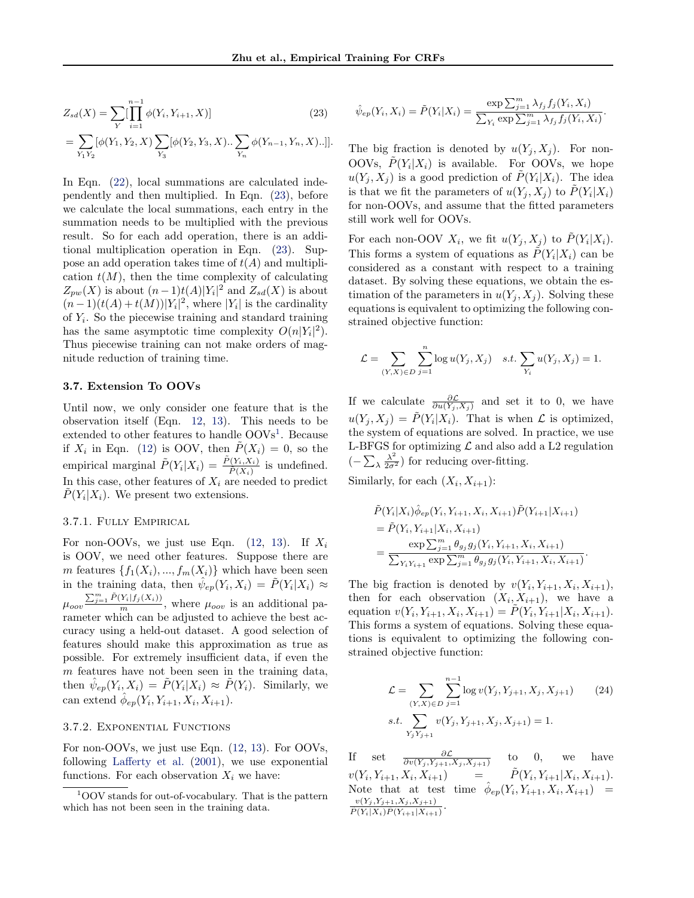$$Z_{sd}(X) = \sum_{Y} [\prod_{i=1}^{n-1} \phi(Y_i, Y_{i+1}, X)] \tag{23}$$

$$= \sum_{Y_1 Y_2} [\phi(Y_1, Y_2, X) \sum_{Y_3} [\phi(Y_2, Y_3, X).. \sum_{Y_n} \phi(Y_{n-1}, Y_n, X)..]].$$

In Eqn. (22), local summations are calculated independently and then multiplied. In Eqn. (23), before we calculate the local summations, each entry in the summation needs to be multiplied with the previous result. So for each add operation, there is an additional multiplication operation in Eqn. (23). Suppose an add operation takes time of $t(A)$ and multiplication $t(M)$, then the time complexity of calculating $Z_{pw}(X)$ is about $(n-1)t(A)|Y_i|^2$ and $Z_{sd}(X)$ is about $(n-1)(t(A)+t(M))|Y_i|^2$, where $|Y_i|$ is the cardinality of $Y_i$. So the piecewise training and standard training has the same asymptotic time complexity $O(n|Y_i|^2)$. Thus piecewise training can not make orders of magnitude reduction of training time.

### 3.7. Extension To OOVs

Until now, we only consider one feature that is the observation itself (Eqn. 12, 13). This needs to be extended to other features to handle OOVs[1]. Because if $X_i$ in Eqn. (12) is OOV, then $\tilde{P}(X_i) = 0$, so the empirical marginal $\tilde{P}(Y_i|X_i) = \frac{\tilde{P}(Y_i, X_i)}{\tilde{P}(X_i)}$ is undefined. In this case, other features of $X_i$ are needed to predict $\tilde{P}(Y_i|X_i)$. We present two extensions.

#### 3.7.1. Fully Empirical

For non-OOVs, we just use Eqn. (12, 13). If $X_i$ is OOV, we need other features. Suppose there are $m$ features $\{f_1(X_i), ..., f_m(X_i)\}$ which have been seen in the training data, then $\hat{\psi}_{ep}(Y_i, X_i) = \tilde{P}(Y_i|X_i) \approx \mu_{oov} \frac{\sum_{j=1}^{m} \tilde{P}(Y_i|f_j(X_i))}{m}$, where $\mu_{oov}$ is an additional parameter which can be adjusted to achieve the best accuracy using a held-out dataset. A good selection of features should make this approximation as true as possible. For extremely insufficient data, if even the $m$ features have not been seen in the training data, then $\hat{\psi}_{ep}(Y_i, X_i) = \tilde{P}(Y_i|X_i) \approx \tilde{P}(Y_i)$. Similarly, we can extend $\hat{\phi}_{ep}(Y_i, Y_{i+1}, X_i, X_{i+1})$.

#### 3.7.2. Exponential Functions

For non-OOVs, we just use Eqn. (12, 13). For OOVs, following Lafferty et al. (2001), we use exponential functions. For each observation $X_i$ we have:

[1] OOV stands for out-of-vocabulary. That is the pattern which has not been seen in the training data.

$$\hat{\psi}_{ep}(Y_i, X_i) = \tilde{P}(Y_i|X_i) = \frac{\exp \sum_{j=1}^{m} \lambda_{f_j} f_j(Y_i, X_i)}{\sum_{Y_i} \exp \sum_{j=1}^{m} \lambda_{f_j} f_j(Y_i, X_i)}.$$

The big fraction is denoted by $u(Y_j, X_j)$. For non-OOVs, $\tilde{P}(Y_i|X_i)$ is available. For OOVs, we hope $u(Y_j, X_j)$ is a good prediction of $\tilde{P}(Y_i|X_i)$. The idea is that we fit the parameters of $u(Y_j, X_j)$ to $\tilde{P}(Y_i|X_i)$ for non-OOVs, and assume that the fitted parameters still work well for OOVs.

For each non-OOV $X_i$, we fit $u(Y_j, X_j)$ to $\tilde{P}(Y_i|X_i)$. This forms a system of equations as $\tilde{P}(Y_i|X_i)$ can be considered as a constant with respect to a training dataset. By solving these equations, we obtain the estimation of the parameters in $u(Y_j, X_j)$. Solving these equations is equivalent to optimizing the following constrained objective function:

$$\mathcal{L} = \sum_{(Y,X) \in D} \sum_{j=1}^{n} \log u(Y_j, X_j) \quad s.t. \sum_{Y_i} u(Y_j, X_j) = 1.$$

If we calculate $\frac{\partial \mathcal{L}}{\partial u(Y_j, X_j)}$ and set it to 0, we have $u(Y_j, X_j) = \tilde{P}(Y_i|X_i)$. That is when $\mathcal{L}$ is optimized, the system of equations are solved. In practice, we use L-BFGS for optimizing $\mathcal{L}$ and also add a L2 regulation $(-\sum_{\lambda} \frac{\lambda^2}{2\sigma^2})$ for reducing over-fitting.

Similarly, for each $(X_i, X_{i+1})$:

$$\begin{aligned}
&\tilde{P}(Y_i|X_i)\hat{\phi}_{ep}(Y_i, Y_{i+1}, X_i, X_{i+1})\tilde{P}(Y_{i+1}|X_{i+1}) \\
&= \tilde{P}(Y_i, Y_{i+1}|X_i, X_{i+1}) \\
&= \frac{\exp \sum_{j=1}^{m} \theta_{g_j} g_j(Y_i, Y_{i+1}, X_i, X_{i+1})}{\sum_{Y_i Y_{i+1}} \exp \sum_{j=1}^{m} \theta_{g_j} g_j(Y_i, Y_{i+1}, X_i, X_{i+1})}.
\end{aligned}$$

The big fraction is denoted by $v(Y_i, Y_{i+1}, X_i, X_{i+1})$, then for each observation $(X_i, X_{i+1})$, we have a equation $v(Y_i, Y_{i+1}, X_i, X_{i+1}) = \tilde{P}(Y_i, Y_{i+1}|X_i, X_{i+1})$. This forms a system of equations. Solving these equations is equivalent to optimizing the following constrained objective function:

$$\begin{aligned}
\mathcal{L} = &\sum_{(Y,X) \in D} \sum_{j=1}^{n-1} \log v(Y_j, Y_{j+1}, X_j, X_{j+1}) \qquad (24) \\
s.t. &\sum_{Y_j Y_{j+1}} v(Y_j, Y_{j+1}, X_j, X_{j+1}) = 1.
\end{aligned}$$

If set $\frac{\partial \mathcal{L}}{\partial v(Y_j, Y_{j+1}, X_j, X_{j+1})}$ to 0, we have $v(Y_i, Y_{i+1}, X_i, X_{i+1}) = \tilde{P}(Y_i, Y_{i+1}|X_i, X_{i+1})$. Note that at test time $\hat{\phi}_{ep}(Y_i, Y_{i+1}, X_i, X_{i+1}) = \frac{v(Y_j, Y_{j+1}, X_j, X_{j+1})}{P(Y_i|X_i)P(Y_{i+1}|X_{i+1})}$.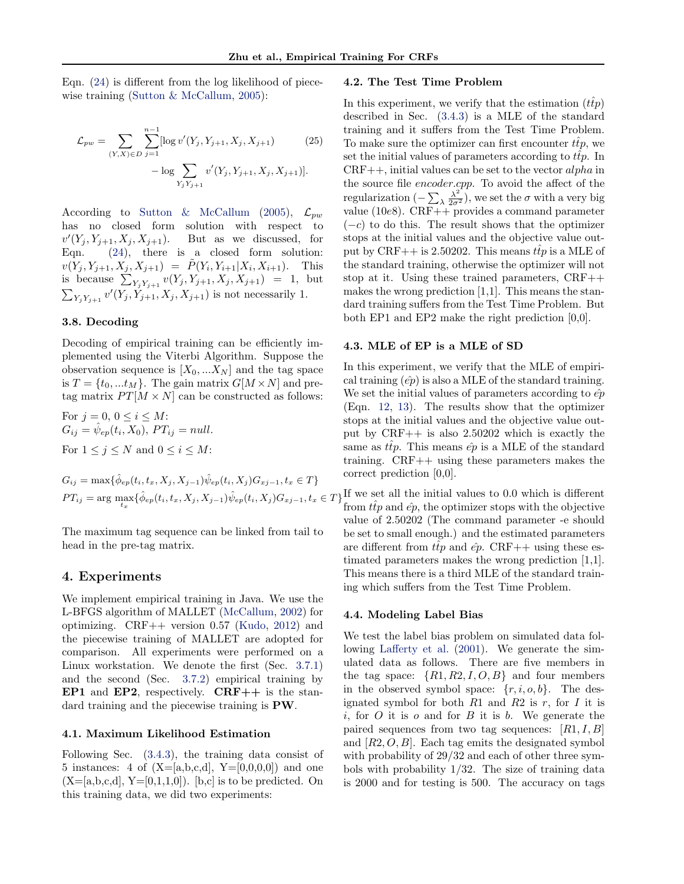Eqn. (24) is different from the log likelihood of piecewise training (Sutton & McCallum, 2005):

$$\mathcal{L}_{pw} = \sum_{(Y,X)\in D} \sum_{j=1}^{n-1} [\log v'(Y_j, Y_{j+1}, X_j, X_{j+1}) - \log \sum_{Y_j Y_{j+1}} v'(Y_j, Y_{j+1}, X_j, X_{j+1})]. \quad (25)$$

According to Sutton & McCallum (2005), $\mathcal{L}_{pw}$ has no closed form solution with respect to $v'(Y_j, Y_{j+1}, X_j, X_{j+1})$. But as we discussed, for Eqn. (24), there is a closed form solution: $v(Y_j, Y_{j+1}, X_j, X_{j+1}) = \tilde{P}(Y_i, Y_{i+1}|X_i, X_{i+1})$. This is because $\sum_{Y_j Y_{j+1}} v(Y_j, Y_{j+1}, X_j, X_{j+1}) = 1$, but $\sum_{Y_j Y_{j+1}} v'(Y_j, Y_{j+1}, X_j, X_{j+1})$ is not necessarily 1.

### 3.8. Decoding

Decoding of empirical training can be efficiently implemented using the Viterbi Algorithm. Suppose the observation sequence is $[X_0, ...X_N]$ and the tag space is $T = \{t_0, ...t_M\}$. The gain matrix $G[M \times N]$ and pretag matrix $PT[M \times N]$ can be constructed as follows:

For $j = 0$, $0 \le i \le M$:
$G_{ij} = \hat{\psi}_{ep}(t_i, X_0)$, $PT_{ij} = null$.

For $1 \le j \le N$ and $0 \le i \le M$:

$$G_{ij} = \max\{\hat{\phi}_{ep}(t_i, t_x, X_j, X_{j-1})\hat{\psi}_{ep}(t_i, X_j)G_{xj-1}, t_x \in T\}$$
$$PT_{ij} = \arg\max_{t_x}\{\hat{\phi}_{ep}(t_i, t_x, X_j, X_{j-1})\hat{\psi}_{ep}(t_i, X_j)G_{xj-1}, t_x \in T\}$$

The maximum tag sequence can be linked from tail to head in the pre-tag matrix.

## 4. Experiments

We implement empirical training in Java. We use the L-BFGS algorithm of MALLET (McCallum, 2002) for optimizing. CRF++ version 0.57 (Kudo, 2012) and the piecewise training of MALLET are adopted for comparison. All experiments were performed on a Linux workstation. We denote the first (Sec. 3.7.1) and the second (Sec. 3.7.2) empirical training by **EP1** and **EP2**, respectively. **CRF++** is the standard training and the piecewise training is **PW**.

### 4.1. Maximum Likelihood Estimation

Following Sec. (3.4.3), the training data consist of 5 instances: 4 of (X=[a,b,c,d], Y=[0,0,0,0]) and one (X=[a,b,c,d], Y=[0,1,1,0]). [b,c] is to be predicted. On this training data, we did two experiments:

### 4.2. The Test Time Problem

In this experiment, we verify that the estimation ($\hat{ttp}$) described in Sec. (3.4.3) is a MLE of the standard training and it suffers from the Test Time Problem. To make sure the optimizer can first encounter $\hat{ttp}$, we set the initial values of parameters according to $\hat{ttp}$. In CRF++, initial values can be set to the vector *alpha* in the source file *encoder.cpp*. To avoid the affect of the regularization ($-\sum_\lambda \frac{\lambda^2}{2\sigma^2}$), we set the $\sigma$ with a very big value (10e8). CRF++ provides a command parameter ($-c$) to do this. The result shows that the optimizer stops at the initial values and the objective value output by CRF++ is 2.50202. This means $\hat{ttp}$ is a MLE of the standard training, otherwise the optimizer will not stop at it. Using these trained parameters, CRF++ makes the wrong prediction [1,1]. This means the standard training suffers from the Test Time Problem. But both EP1 and EP2 make the right prediction [0,0].

### 4.3. MLE of EP is a MLE of SD

In this experiment, we verify that the MLE of empirical training ($\hat{ep}$) is also a MLE of the standard training. We set the initial values of parameters according to $\hat{ep}$ (Eqn. 12, 13). The results show that the optimizer stops at the initial values and the objective value output by CRF++ is also 2.50202 which is exactly the same as $\hat{ttp}$. This means $\hat{ep}$ is a MLE of the standard training. CRF++ using these parameters makes the correct prediction [0,0].

If we set all the initial values to 0.0 which is different from $\hat{ttp}$ and $\hat{ep}$, the optimizer stops with the objective value of 2.50202 (The command parameter -e should be set to small enough.) and the estimated parameters are different from $\hat{ttp}$ and $\hat{ep}$. CRF++ using these estimated parameters makes the wrong prediction [1,1]. This means there is a third MLE of the standard training which suffers from the Test Time Problem.

### 4.4. Modeling Label Bias

We test the label bias problem on simulated data following Lafferty et al. (2001). We generate the simulated data as follows. There are five members in the tag space: $\{R1, R2, I, O, B\}$ and four members in the observed symbol space: $\{r, i, o, b\}$. The designated symbol for both $R1$ and $R2$ is $r$, for $I$ it is $i$, for $O$ it is $o$ and for $B$ it is $b$. We generate the paired sequences from two tag sequences: $[R1, I, B]$ and $[R2, O, B]$. Each tag emits the designated symbol with probability of 29/32 and each of other three symbols with probability 1/32. The size of training data is 2000 and for testing is 500. The accuracy on tags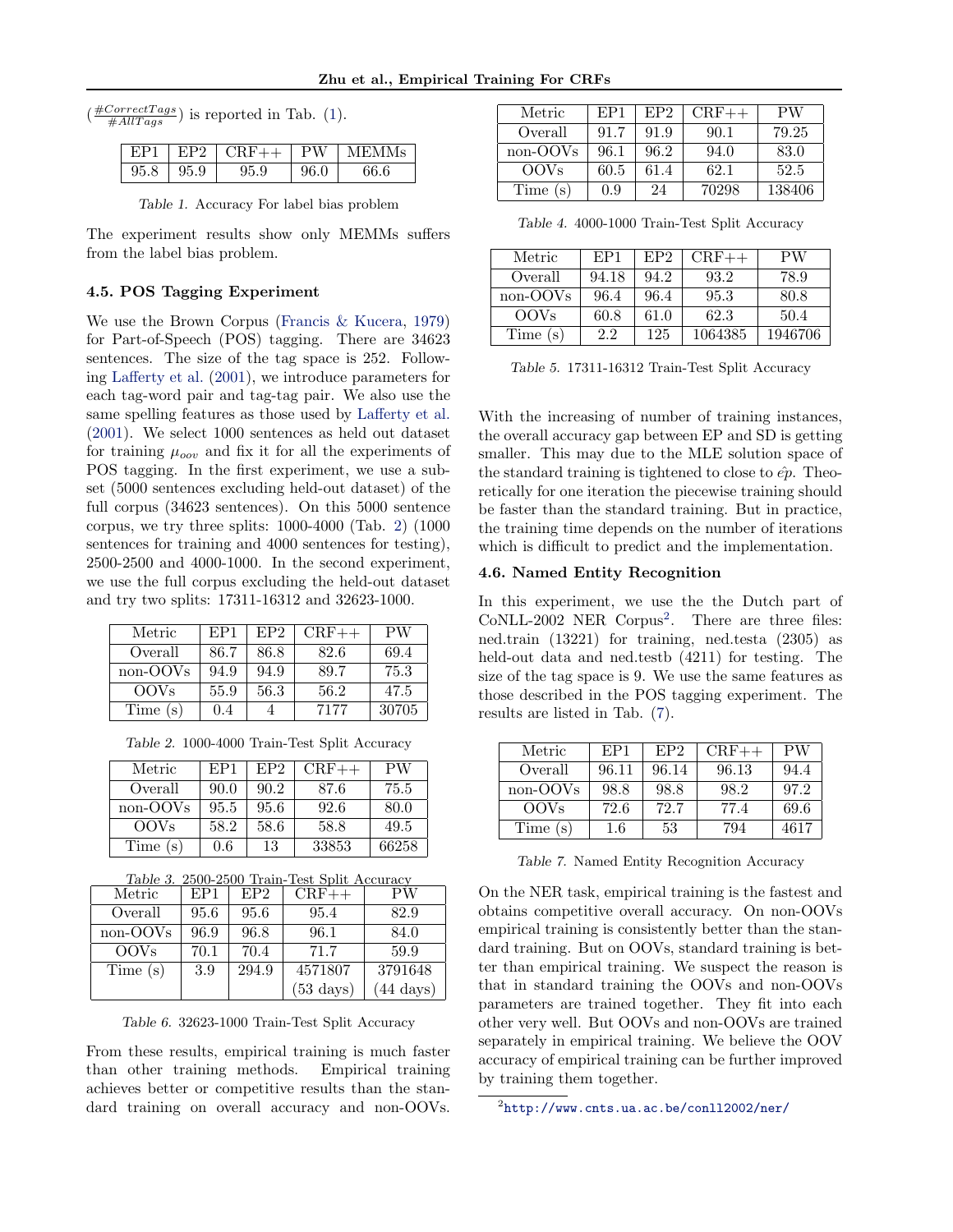($\frac{\#CorrectTags}{\#AllTags}$) is reported in Tab. (1).

| EP1 | EP2 | CRF++ | PW | MEMMs |
|---|---|---|---|---|
| 95.8 | 95.9 | 95.9 | 96.0 | 66.6 |

*Table 1.* Accuracy For label bias problem

The experiment results show only MEMMs suffers from the label bias problem.

### 4.5. POS Tagging Experiment

We use the Brown Corpus (Francis & Kucera, 1979) for Part-of-Speech (POS) tagging. There are 34623 sentences. The size of the tag space is 252. Following Lafferty et al. (2001), we introduce parameters for each tag-word pair and tag-tag pair. We also use the same spelling features as those used by Lafferty et al. (2001). We select 1000 sentences as held out dataset for training $\mu_{oov}$ and fix it for all the experiments of POS tagging. In the first experiment, we use a subset (5000 sentences excluding held-out dataset) of the full corpus (34623 sentences). On this 5000 sentence corpus, we try three splits: 1000-4000 (Tab. 2) (1000 sentences for training and 4000 sentences for testing), 2500-2500 and 4000-1000. In the second experiment, we use the full corpus excluding the held-out dataset and try two splits: 17311-16312 and 32623-1000.

| Metric | EP1 | EP2 | CRF++ | PW |
|---|---|---|---|---|
| Overall | 86.7 | 86.8 | 82.6 | 69.4 |
| non-OOVs | 94.9 | 94.9 | 89.7 | 75.3 |
| OOVs | 55.9 | 56.3 | 56.2 | 47.5 |
| Time (s) | 0.4 | 4 | 7177 | 30705 |

*Table 2.* 1000-4000 Train-Test Split Accuracy

| Metric | EP1 | EP2 | CRF++ | PW |
|---|---|---|---|---|
| Overall | 90.0 | 90.2 | 87.6 | 75.5 |
| non-OOVs | 95.5 | 95.6 | 92.6 | 80.0 |
| OOVs | 58.2 | 58.6 | 58.8 | 49.5 |
| Time (s) | 0.6 | 13 | 33853 | 66258 |

*Table 3.* 2500-2500 Train-Test Split Accuracy

| Metric | EP1 | EP2 | CRF++ | PW |
|---|---|---|---|---|
| Overall | 91.7 | 91.9 | 90.1 | 79.25 |
| non-OOVs | 96.1 | 96.2 | 94.0 | 83.0 |
| OOVs | 60.5 | 61.4 | 62.1 | 52.5 |
| Time (s) | 0.9 | 24 | 70298 | 138406 |

*Table 4.* 4000-1000 Train-Test Split Accuracy

| Metric | EP1 | EP2 | CRF++ | PW |
|---|---|---|---|---|
| Overall | 94.18 | 94.2 | 93.2 | 78.9 |
| non-OOVs | 96.4 | 96.4 | 95.3 | 80.8 |
| OOVs | 60.8 | 61.0 | 62.3 | 50.4 |
| Time (s) | 2.2 | 125 | 1064385 | 1946706 |

*Table 5.* 17311-16312 Train-Test Split Accuracy

| Metric | EP1 | EP2 | CRF++ | PW |
|---|---|---|---|---|
| Overall | 95.6 | 95.6 | 95.4 | 82.9 |
| non-OOVs | 96.9 | 96.8 | 96.1 | 84.0 |
| OOVs | 70.1 | 70.4 | 71.7 | 59.9 |
| Time (s) | 3.9 | 294.9 | 4571807 (53 days) | 3791648 (44 days) |

*Table 6.* 32623-1000 Train-Test Split Accuracy

From these results, empirical training is much faster than other training methods. Empirical training achieves better or competitive results than the standard training on overall accuracy and non-OOVs. With the increasing of number of training instances, the overall accuracy gap between EP and SD is getting smaller. This may due to the MLE solution space of the standard training is tightened to close to $\hat{ep}$. Theoretically for one iteration the piecewise training should be faster than the standard training. But in practice, the training time depends on the number of iterations which is difficult to predict and the implementation.

### 4.6. Named Entity Recognition

In this experiment, we use the the Dutch part of CoNLL-2002 NER Corpus[2]. There are three files: ned.train (13221) for training, ned.testa (2305) as held-out data and ned.testb (4211) for testing. The size of the tag space is 9. We use the same features as those described in the POS tagging experiment. The results are listed in Tab. (7).

| Metric | EP1 | EP2 | CRF++ | PW |
|---|---|---|---|---|
| Overall | 96.11 | 96.14 | 96.13 | 94.4 |
| non-OOVs | 98.8 | 98.8 | 98.2 | 97.2 |
| OOVs | 72.6 | 72.7 | 77.4 | 69.6 |
| Time (s) | 1.6 | 53 | 794 | 4617 |

*Table 7.* Named Entity Recognition Accuracy

On the NER task, empirical training is the fastest and obtains competitive overall accuracy. On non-OOVs empirical training is consistently better than the standard training. But on OOVs, standard training is better than empirical training. We suspect the reason is that in standard training the OOVs and non-OOVs parameters are trained together. They fit into each other very well. But OOVs and non-OOVs are trained separately in empirical training. We believe the OOV accuracy of empirical training can be further improved by training them together.

[2] http://www.cnts.ua.ac.be/conll2002/ner/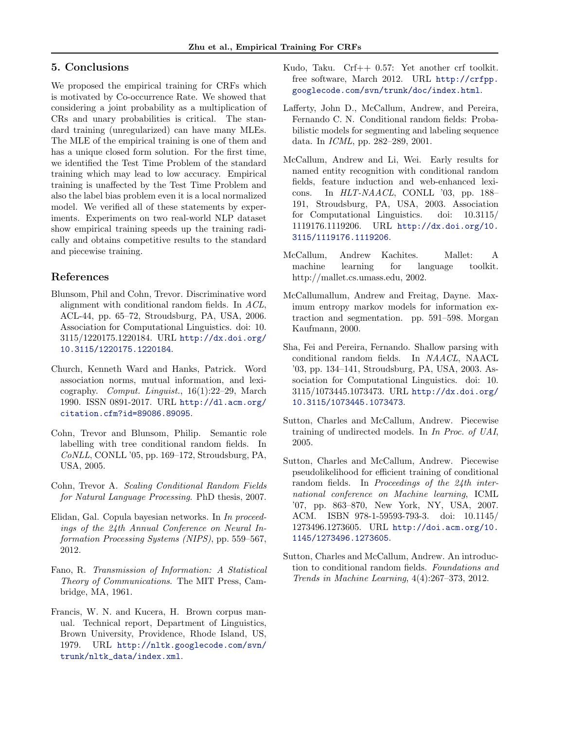## 5. Conclusions

We proposed the empirical training for CRFs which is motivated by Co-occurrence Rate. We showed that considering a joint probability as a multiplication of CRs and unary probabilities is critical. The standard training (unregularized) can have many MLEs. The MLE of the empirical training is one of them and has a unique closed form solution. For the first time, we identified the Test Time Problem of the standard training which may lead to low accuracy. Empirical training is unaffected by the Test Time Problem and also the label bias problem even it is a local normalized model. We verified all of these statements by experiments. Experiments on two real-world NLP dataset show empirical training speeds up the training radically and obtains competitive results to the standard and piecewise training.

## References

Blunsom, Phil and Cohn, Trevor. Discriminative word alignment with conditional random fields. In *ACL*, ACL-44, pp. 65–72, Stroudsburg, PA, USA, 2006. Association for Computational Linguistics. doi: 10.3115/1220175.1220184. URL http://dx.doi.org/10.3115/1220175.1220184.

Church, Kenneth Ward and Hanks, Patrick. Word association norms, mutual information, and lexicography. *Comput. Linguist.*, 16(1):22–29, March 1990. ISSN 0891-2017. URL http://dl.acm.org/citation.cfm?id=89086.89095.

Cohn, Trevor and Blunsom, Philip. Semantic role labelling with tree conditional random fields. In *CoNLL*, CONLL '05, pp. 169–172, Stroudsburg, PA, USA, 2005.

Cohn, Trevor A. *Scaling Conditional Random Fields for Natural Language Processing*. PhD thesis, 2007.

Elidan, Gal. Copula bayesian networks. In *In proceedings of the 24th Annual Conference on Neural Information Processing Systems (NIPS)*, pp. 559–567, 2012.

Fano, R. *Transmission of Information: A Statistical Theory of Communications*. The MIT Press, Cambridge, MA, 1961.

Francis, W. N. and Kucera, H. Brown corpus manual. Technical report, Department of Linguistics, Brown University, Providence, Rhode Island, US, 1979. URL http://nltk.googlecode.com/svn/trunk/nltk_data/index.xml.

Kudo, Taku. Crf++ 0.57: Yet another crf toolkit. free software, March 2012. URL http://crfpp.googlecode.com/svn/trunk/doc/index.html.

Lafferty, John D., McCallum, Andrew, and Pereira, Fernando C. N. Conditional random fields: Probabilistic models for segmenting and labeling sequence data. In *ICML*, pp. 282–289, 2001.

McCallum, Andrew and Li, Wei. Early results for named entity recognition with conditional random fields, feature induction and web-enhanced lexicons. In *HLT-NAACL*, CONLL '03, pp. 188–191, Stroudsburg, PA, USA, 2003. Association for Computational Linguistics. doi: 10.3115/1119176.1119206. URL http://dx.doi.org/10.3115/1119176.1119206.

McCallum, Andrew Kachites. Mallet: A machine learning for language toolkit. http://mallet.cs.umass.edu, 2002.

McCallumallum, Andrew and Freitag, Dayne. Maximum entropy markov models for information extraction and segmentation. pp. 591–598. Morgan Kaufmann, 2000.

Sha, Fei and Pereira, Fernando. Shallow parsing with conditional random fields. In *NAACL*, NAACL '03, pp. 134–141, Stroudsburg, PA, USA, 2003. Association for Computational Linguistics. doi: 10.3115/1073445.1073473. URL http://dx.doi.org/10.3115/1073445.1073473.

Sutton, Charles and McCallum, Andrew. Piecewise training of undirected models. In *In Proc. of UAI*, 2005.

Sutton, Charles and McCallum, Andrew. Piecewise pseudolikelihood for efficient training of conditional random fields. In *Proceedings of the 24th international conference on Machine learning*, ICML '07, pp. 863–870, New York, NY, USA, 2007. ACM. ISBN 978-1-59593-793-3. doi: 10.1145/1273496.1273605. URL http://doi.acm.org/10.1145/1273496.1273605.

Sutton, Charles and McCallum, Andrew. An introduction to conditional random fields. *Foundations and Trends in Machine Learning*, 4(4):267–373, 2012.